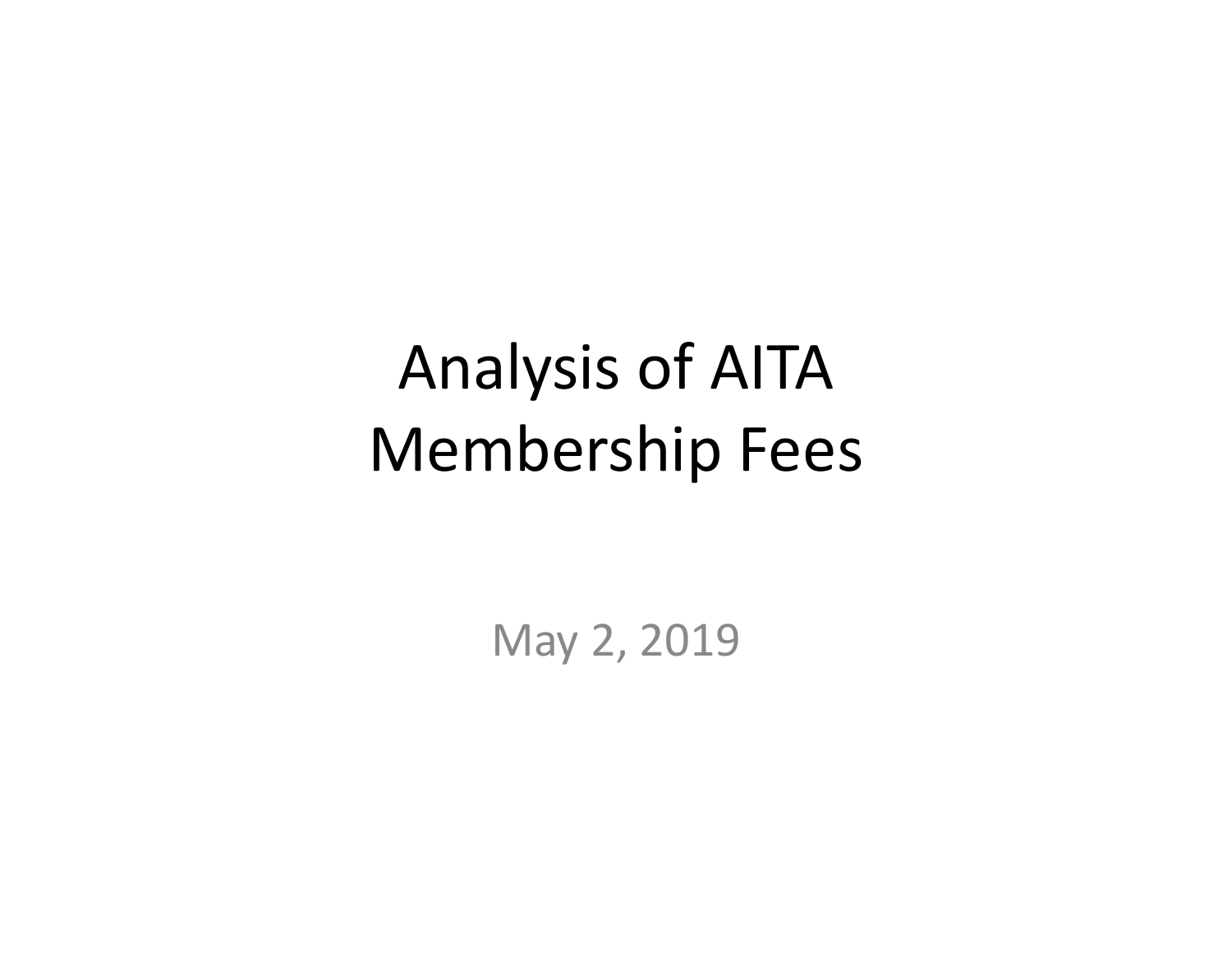# Analysis of AITA Membership Fees

May 2, 2019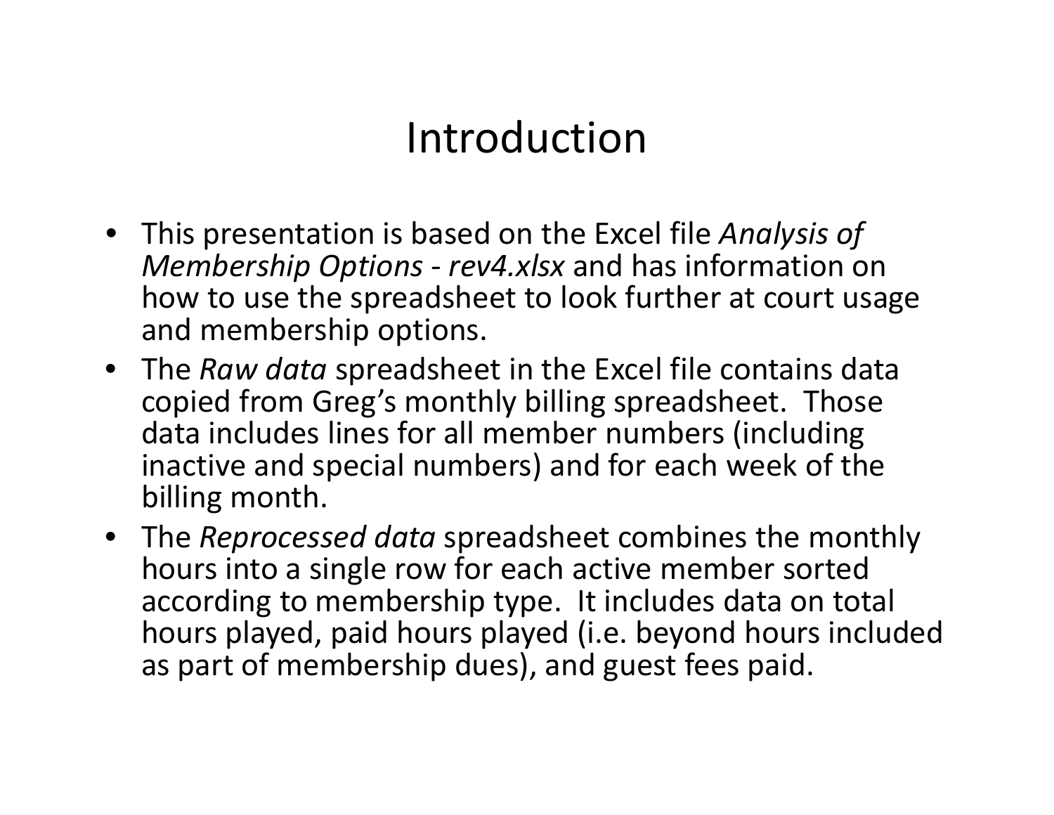# Introduction

- This presentation is based on the Excel file *Analysis of Membership Options - rev4.xlsx* and has information on how to use the spreadsheet to look further at court usage and membership options.
- The *Raw data* spreadsheet in the Excel file contains data copied from Greg's monthly billing spreadsheet. Those data includes lines for all member numbers (including inactive and special numbers) and for each week of the billing month.
- The *Reprocessed data* spreadsheet combines the monthly hours into a single row for each active member sorted according to membership type. It includes data on total hours played, paid hours played (i.e. beyond hours included as part of membership dues), and guest fees paid.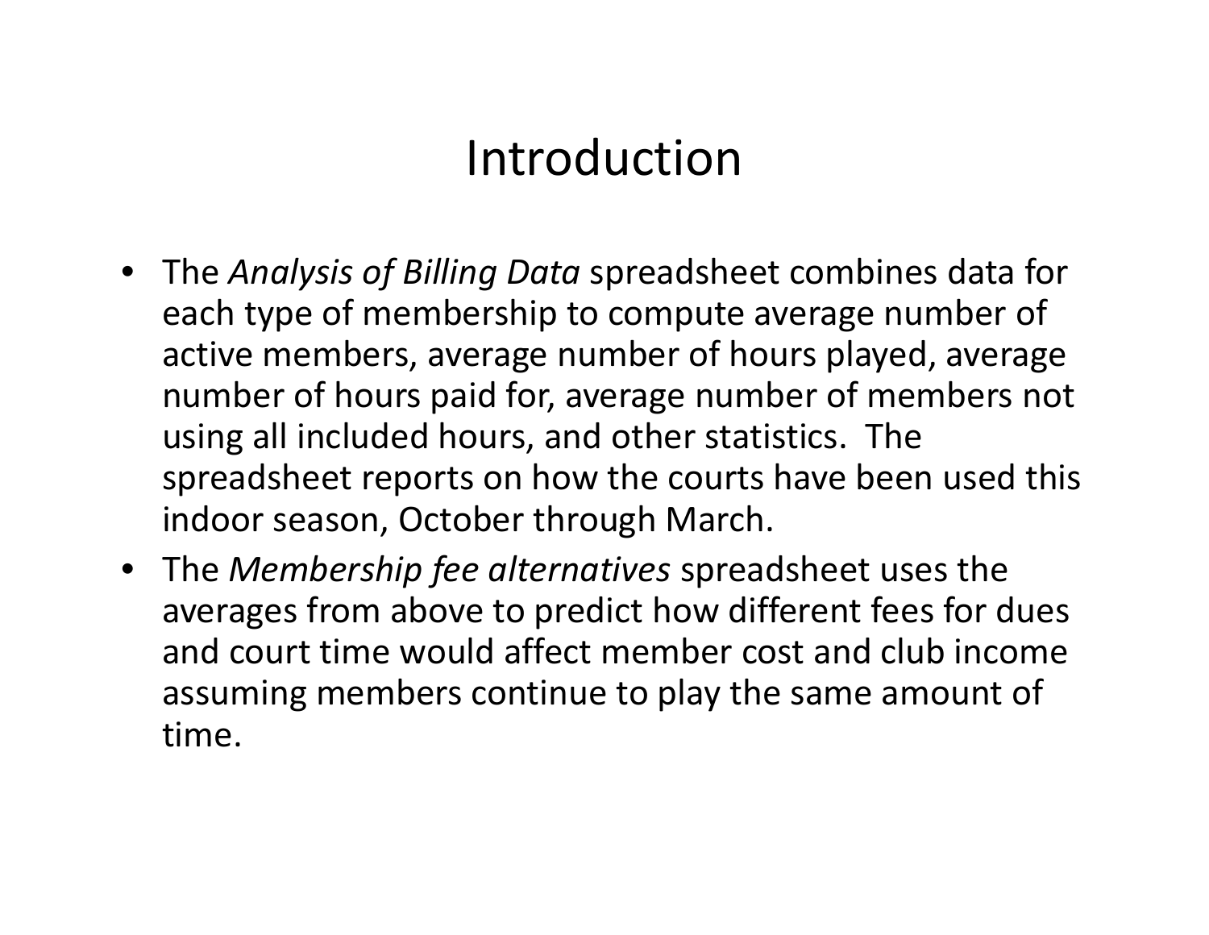# Introduction

- The *Analysis of Billing Data* spreadsheet combines data for each type of membership to compute average number of active members, average number of hours played, average number of hours paid for, average number of members not using all included hours, and other statistics. The spreadsheet reports on how the courts have been used this indoor season, October through March.
- The *Membership fee alternatives* spreadsheet uses the averages from above to predict how different fees for dues and court time would affect member cost and club income assuming members continue to play the same amount of time.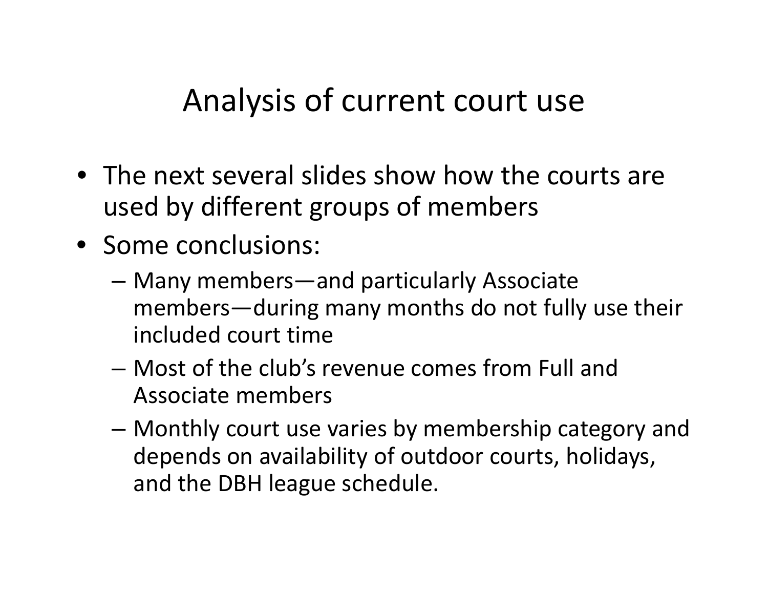# Analysis of current court use

- The next several slides show how the courts are used by different groups of members
- Some conclusions:
  - Many members—and particularly Associate members—during many months do not fully use their included court time
  - Most of the club's revenue comes from Full and Associate members
  - Monthly court use varies by membership category and depends on availability of outdoor courts, holidays, and the DBH league schedule.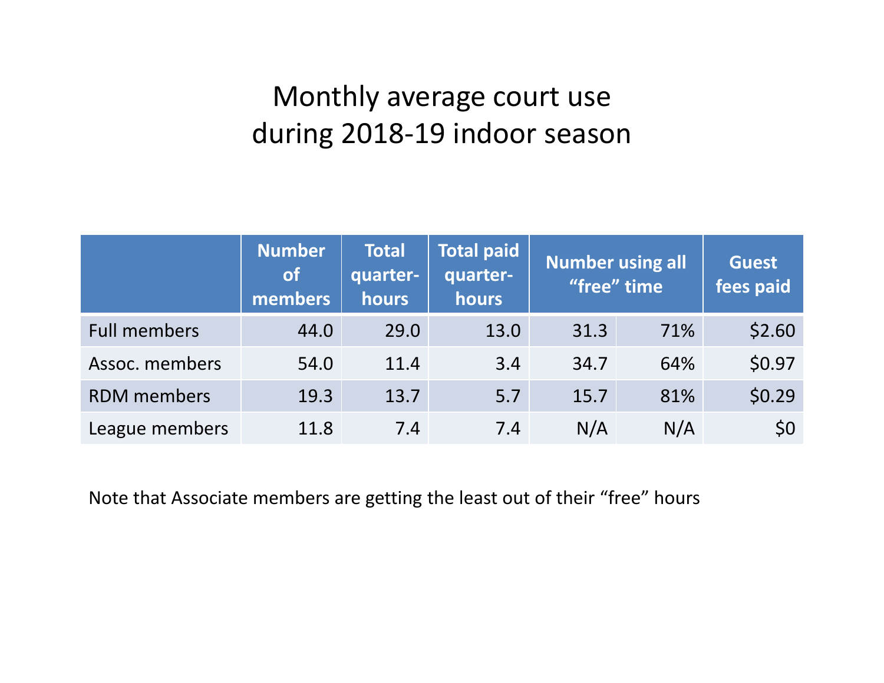# Monthly average court use during 2018-19 indoor season

| | Number of members | Total quarter-hours | Total paid quarter-hours | Number using all "free" time | | Guest fees paid |
|---|---|---|---|---|---|---|
| Full members | 44.0 | 29.0 | 13.0 | 31.3 | 71% | $2.60 |
| Assoc. members | 54.0 | 11.4 | 3.4 | 34.7 | 64% | $0.97 |
| RDM members | 19.3 | 13.7 | 5.7 | 15.7 | 81% | $0.29 |
| League members | 11.8 | 7.4 | 7.4 | N/A | N/A | $0 |

Note that Associate members are getting the least out of their "free" hours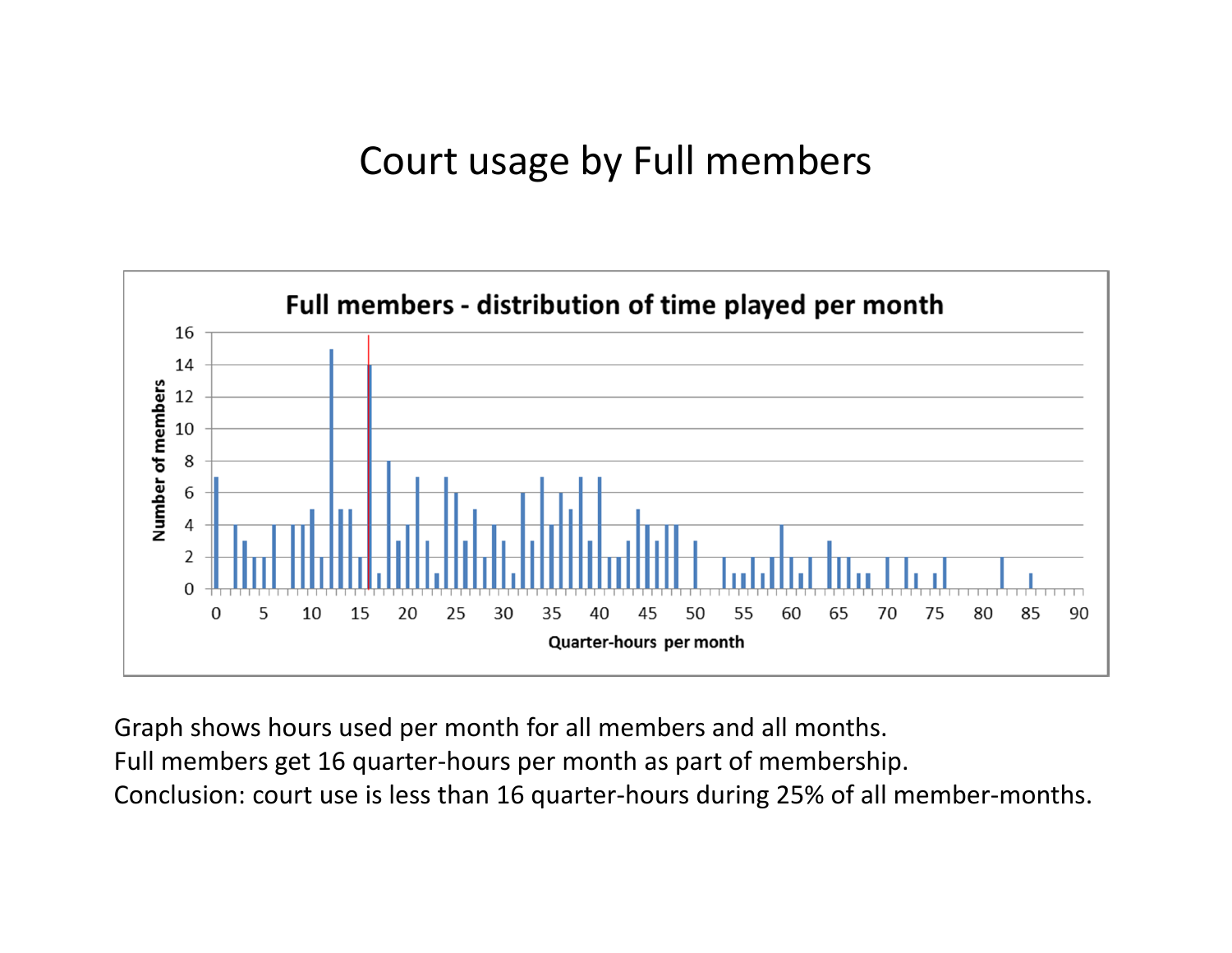# Court usage by Full members

**Full members - distribution of time played per month**

Graph shows hours used per month for all members and all months.
Full members get 16 quarter-hours per month as part of membership.
Conclusion: court use is less than 16 quarter-hours during 25% of all member-months.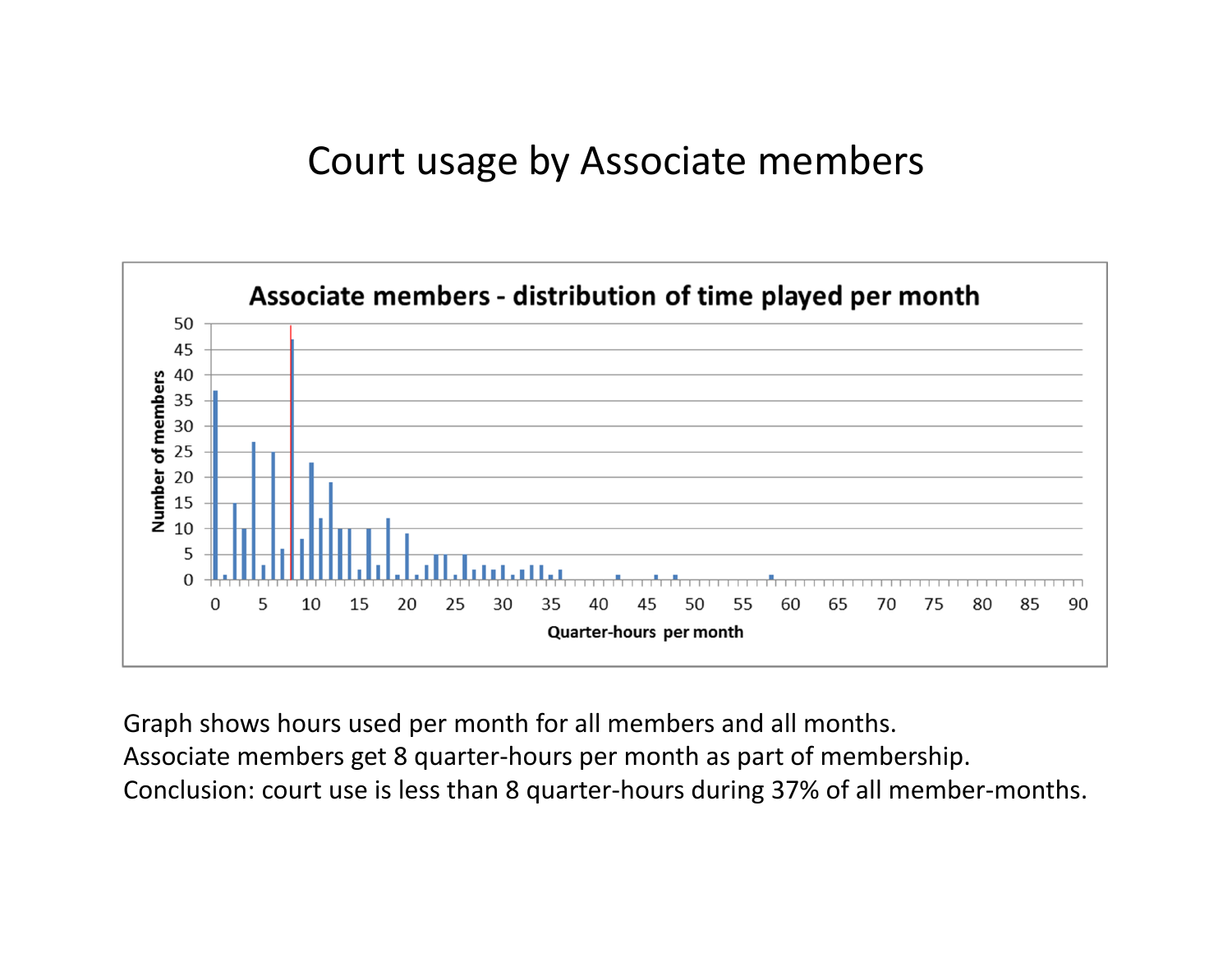# Court usage by Associate members

Graph shows hours used per month for all members and all months.
Associate members get 8 quarter-hours per month as part of membership.
Conclusion: court use is less than 8 quarter-hours during 37% of all member-months.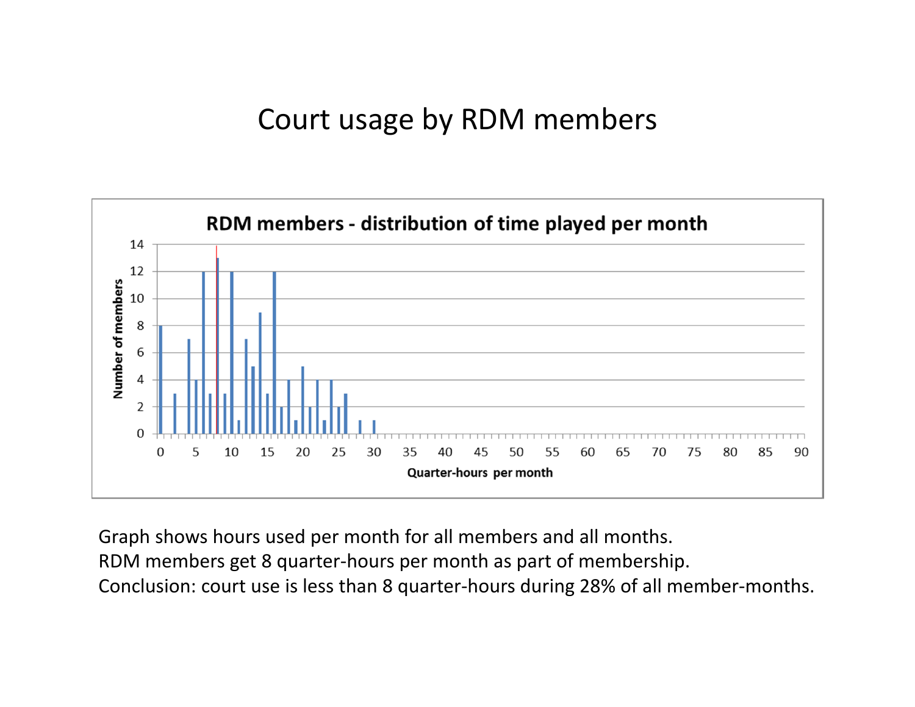# Court usage by RDM members

**RDM members - distribution of time played per month**

Graph shows hours used per month for all members and all months.
RDM members get 8 quarter-hours per month as part of membership.
Conclusion: court use is less than 8 quarter-hours during 28% of all member-months.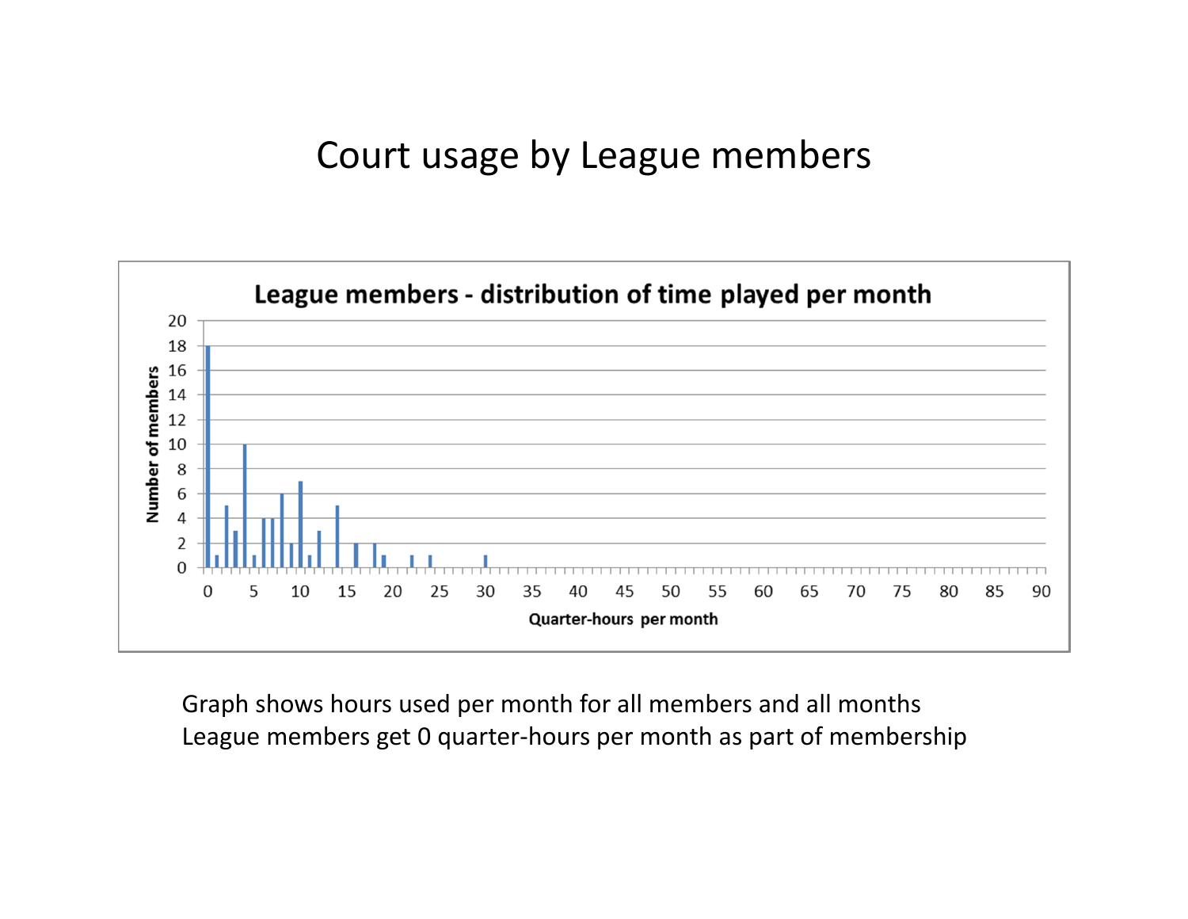# Court usage by League members

**League members - distribution of time played per month**

Graph shows hours used per month for all members and all months
League members get 0 quarter-hours per month as part of membership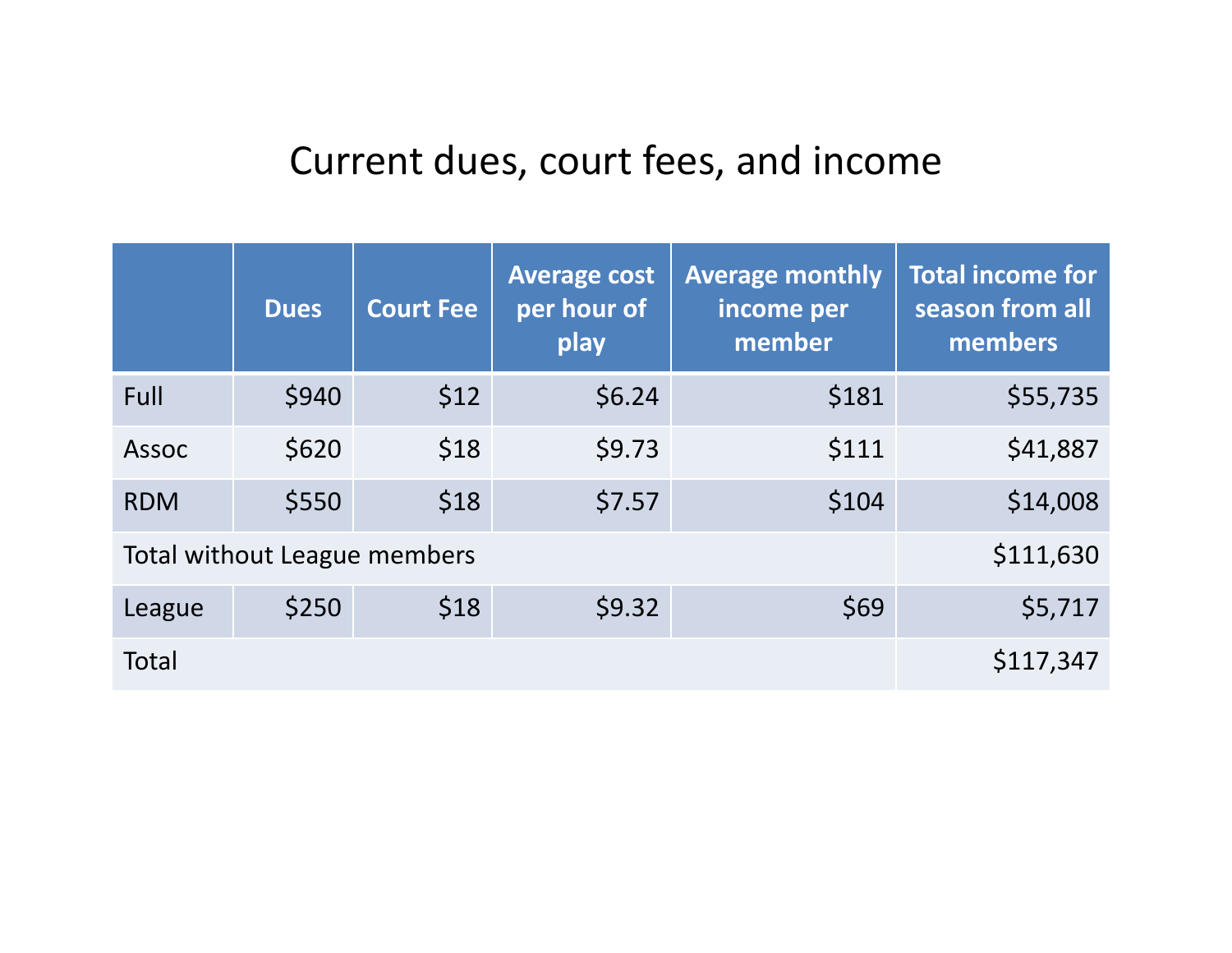# Current dues, court fees, and income

| | Dues | Court Fee | Average cost per hour of play | Average monthly income per member | Total income for season from all members |
|---|---|---|---|---|---|
| Full | $940 | $12 | $6.24 | $181 | $55,735 |
| Assoc | $620 | $18 | $9.73 | $111 | $41,887 |
| RDM | $550 | $18 | $7.57 | $104 | $14,008 |
| Total without League members | | | | | $111,630 |
| League | $250 | $18 | $9.32 | $69 | $5,717 |
| Total | | | | | $117,347 |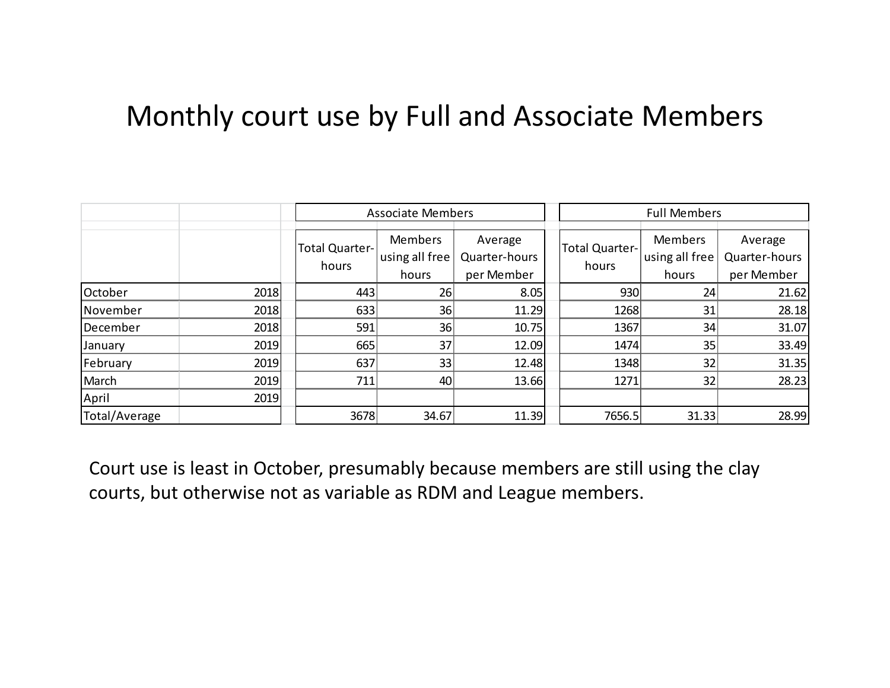# Monthly court use by Full and Associate Members

| | | Associate Members | | | Full Members | | |
|---|---|---|---|---|---|---|---|
| | | Total Quarter-hours | Members using all free hours | Average Quarter-hours per Member | Total Quarter-hours | Members using all free hours | Average Quarter-hours per Member |
| October | 2018 | 443 | 26 | 8.05 | 930 | 24 | 21.62 |
| November | 2018 | 633 | 36 | 11.29 | 1268 | 31 | 28.18 |
| December | 2018 | 591 | 36 | 10.75 | 1367 | 34 | 31.07 |
| January | 2019 | 665 | 37 | 12.09 | 1474 | 35 | 33.49 |
| February | 2019 | 637 | 33 | 12.48 | 1348 | 32 | 31.35 |
| March | 2019 | 711 | 40 | 13.66 | 1271 | 32 | 28.23 |
| April | 2019 | | | | | | |
| Total/Average | | 3678 | 34.67 | 11.39 | 7656.5 | 31.33 | 28.99 |

Court use is least in October, presumably because members are still using the clay courts, but otherwise not as variable as RDM and League members.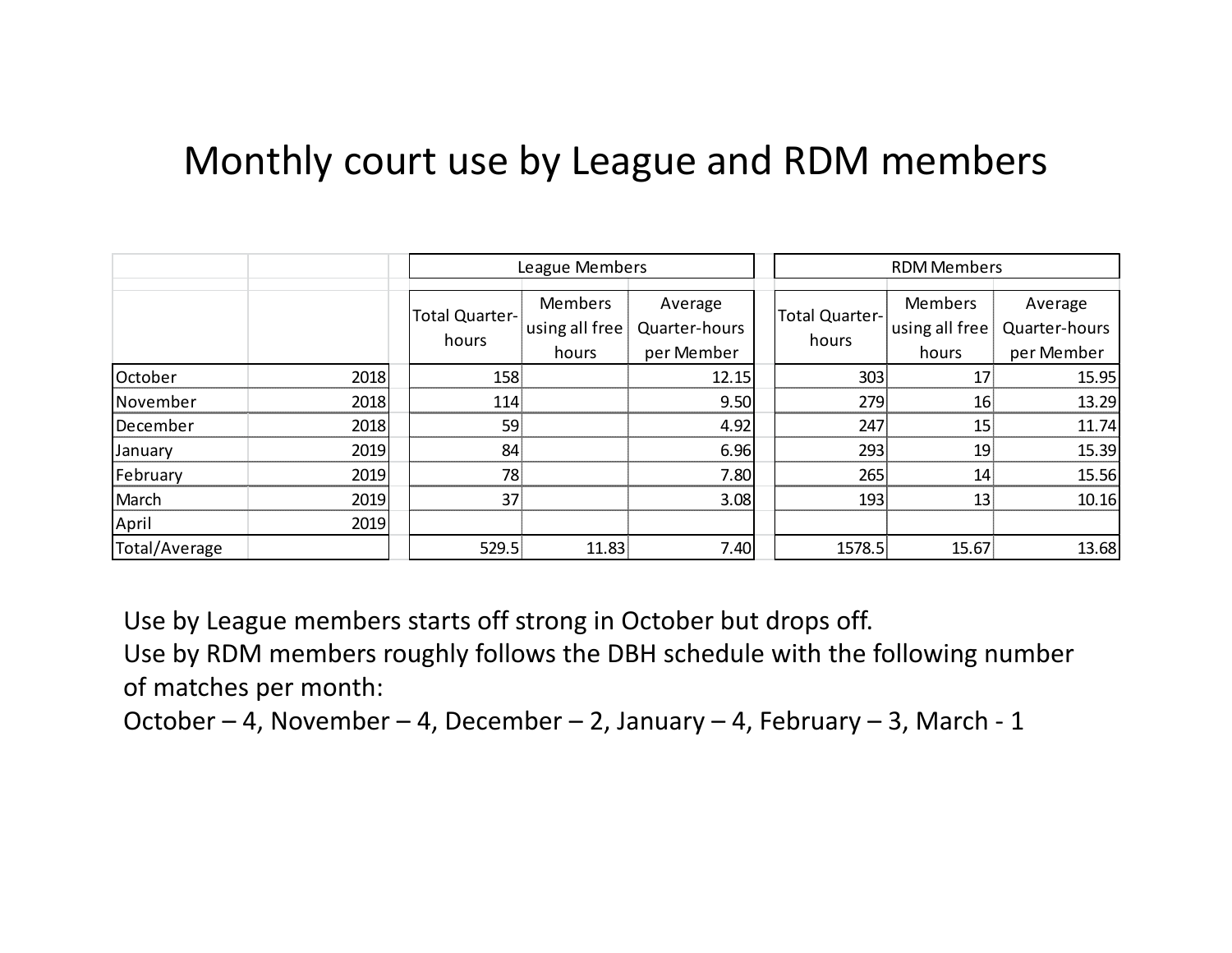# Monthly court use by League and RDM members

| | | League Members | | | RDM Members | | |
|---|---|---|---|---|---|---|---|
| | | Total Quarter-hours | Members using all free hours | Average Quarter-hours per Member | Total Quarter-hours | Members using all free hours | Average Quarter-hours per Member |
| October | 2018 | 158 | | 12.15 | 303 | 17 | 15.95 |
| November | 2018 | 114 | | 9.50 | 279 | 16 | 13.29 |
| December | 2018 | 59 | | 4.92 | 247 | 15 | 11.74 |
| January | 2019 | 84 | | 6.96 | 293 | 19 | 15.39 |
| February | 2019 | 78 | | 7.80 | 265 | 14 | 15.56 |
| March | 2019 | 37 | | 3.08 | 193 | 13 | 10.16 |
| April | 2019 | | | | | | |
| Total/Average | | 529.5 | 11.83 | 7.40 | 1578.5 | 15.67 | 13.68 |

Use by League members starts off strong in October but drops off.
Use by RDM members roughly follows the DBH schedule with the following number of matches per month:
October – 4, November – 4, December – 2, January – 4, February – 3, March - 1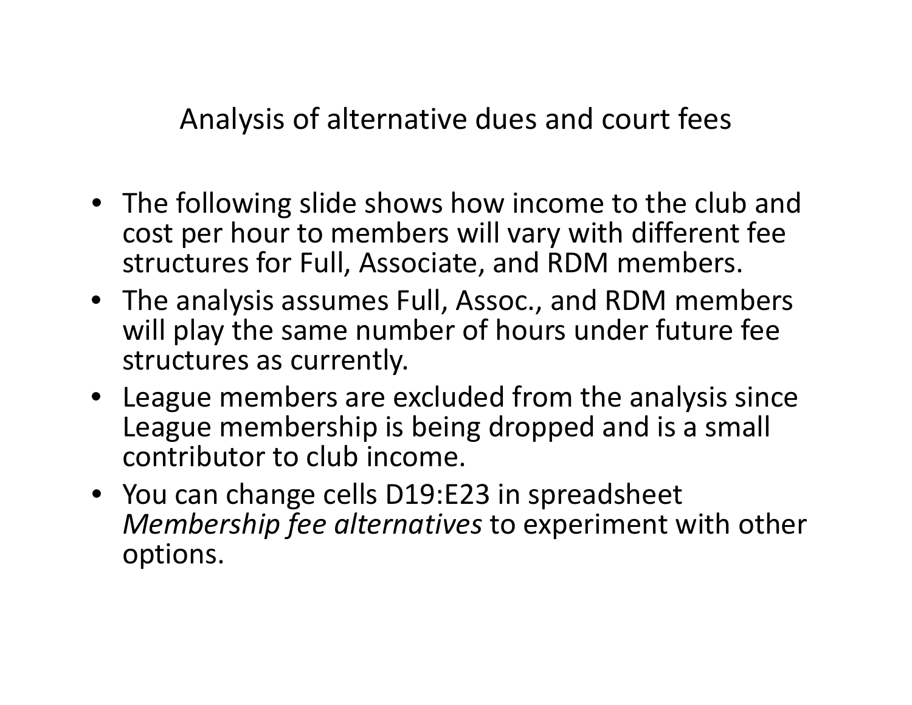## Analysis of alternative dues and court fees

- The following slide shows how income to the club and cost per hour to members will vary with different fee structures for Full, Associate, and RDM members.
- The analysis assumes Full, Assoc., and RDM members will play the same number of hours under future fee structures as currently.
- League members are excluded from the analysis since League membership is being dropped and is a small contributor to club income.
- You can change cells D19:E23 in spreadsheet *Membership fee alternatives* to experiment with other options.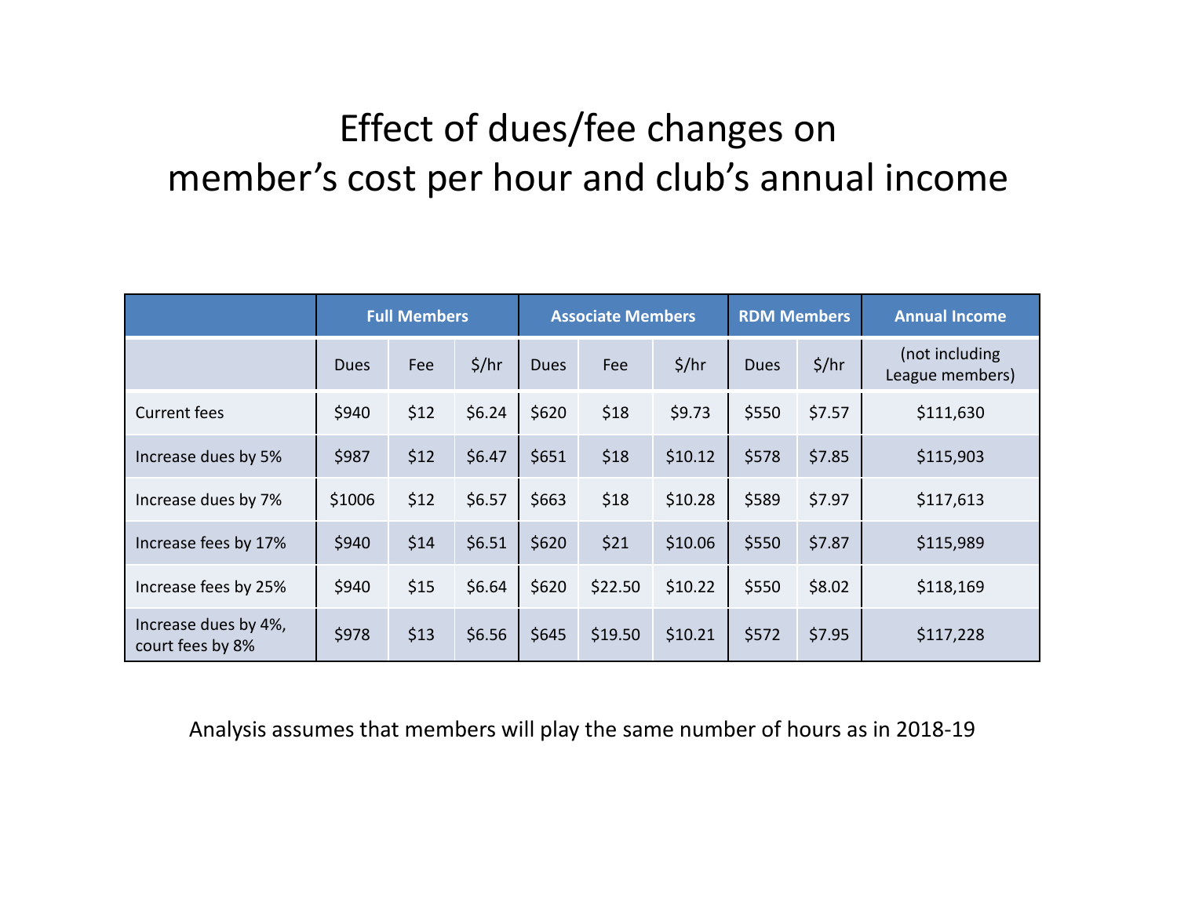# Effect of dues/fee changes on member's cost per hour and club's annual income

| | Full Members | | | Associate Members | | | RDM Members | | Annual Income |
|---|---|---|---|---|---|---|---|---|---|
| | Dues | Fee | $/hr | Dues | Fee | $/hr | Dues | $/hr | (not including League members) |
| Current fees | $940 | $12 | $6.24 | $620 | $18 | $9.73 | $550 | $7.57 | $111,630 |
| Increase dues by 5% | $987 | $12 | $6.47 | $651 | $18 | $10.12 | $578 | $7.85 | $115,903 |
| Increase dues by 7% | $1006 | $12 | $6.57 | $663 | $18 | $10.28 | $589 | $7.97 | $117,613 |
| Increase fees by 17% | $940 | $14 | $6.51 | $620 | $21 | $10.06 | $550 | $7.87 | $115,989 |
| Increase fees by 25% | $940 | $15 | $6.64 | $620 | $22.50 | $10.22 | $550 | $8.02 | $118,169 |
| Increase dues by 4%, court fees by 8% | $978 | $13 | $6.56 | $645 | $19.50 | $10.21 | $572 | $7.95 | $117,228 |

Analysis assumes that members will play the same number of hours as in 2018-19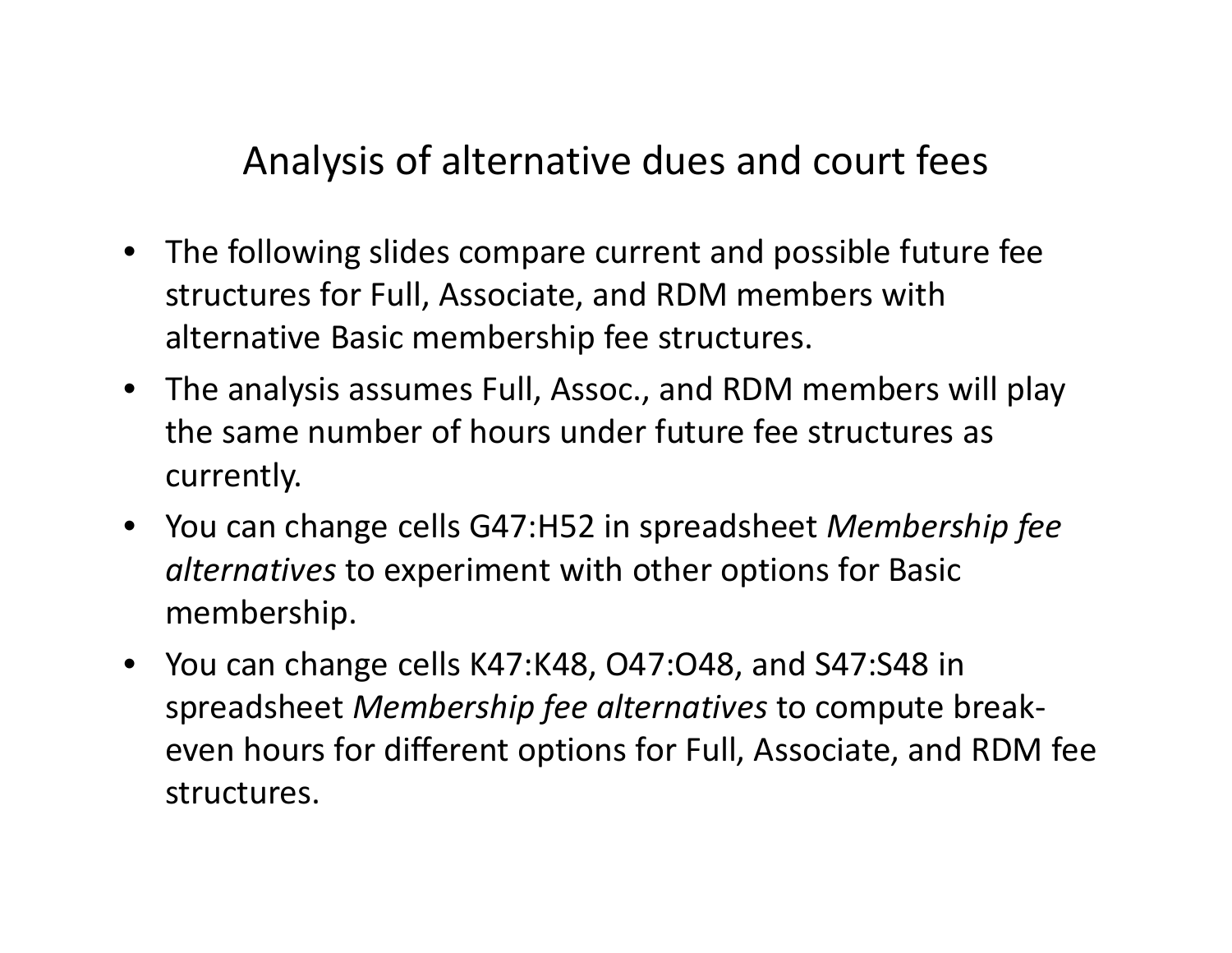# Analysis of alternative dues and court fees

- The following slides compare current and possible future fee structures for Full, Associate, and RDM members with alternative Basic membership fee structures.
- The analysis assumes Full, Assoc., and RDM members will play the same number of hours under future fee structures as currently.
- You can change cells G47:H52 in spreadsheet *Membership fee alternatives* to experiment with other options for Basic membership.
- You can change cells K47:K48, O47:O48, and S47:S48 in spreadsheet *Membership fee alternatives* to compute break-even hours for different options for Full, Associate, and RDM fee structures.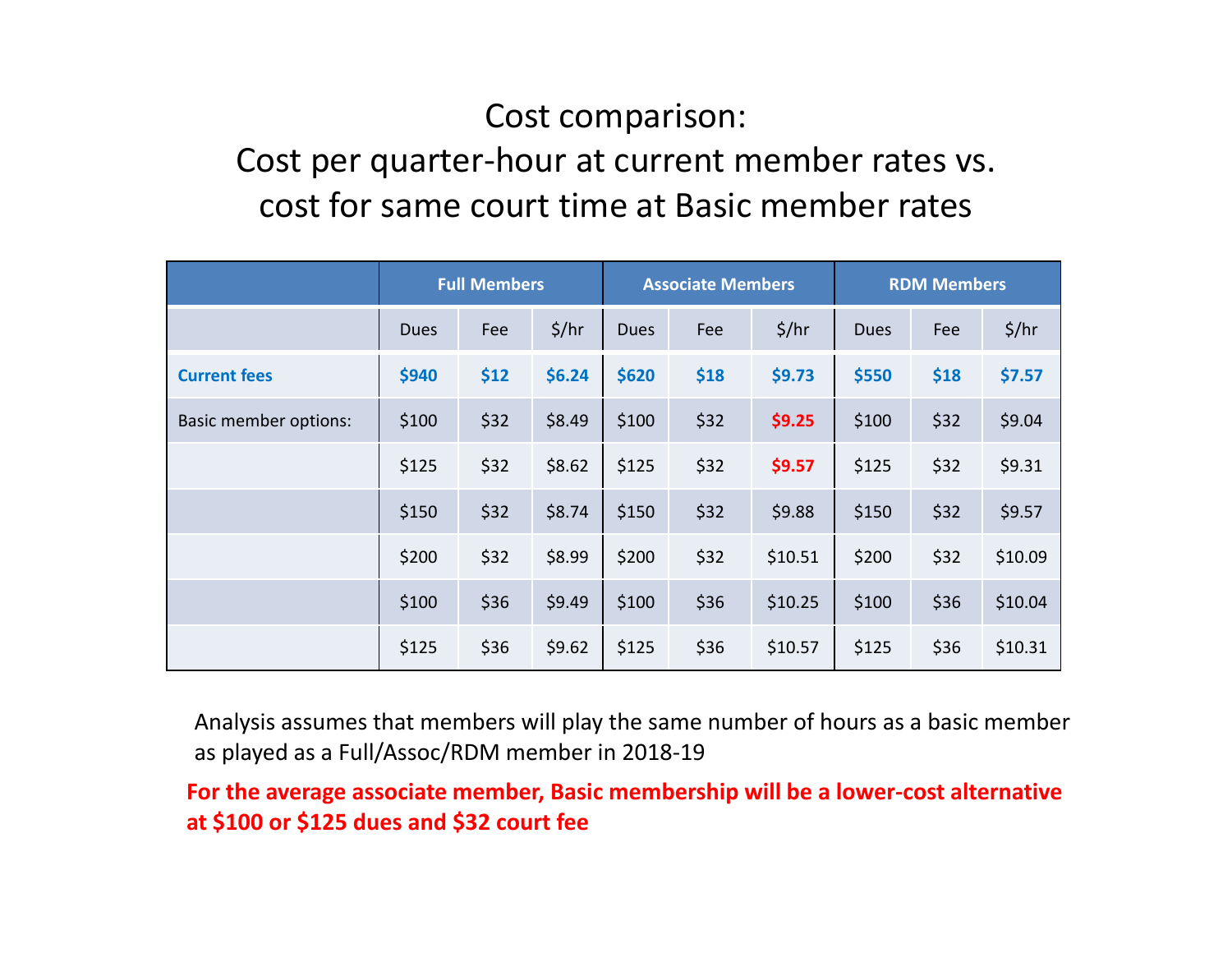# Cost comparison:
# Cost per quarter-hour at current member rates vs. cost for same court time at Basic member rates

| | Full Members | | | Associate Members | | | RDM Members | | |
|---|---|---|---|---|---|---|---|---|---|
| | Dues | Fee | $/hr | Dues | Fee | $/hr | Dues | Fee | $/hr |
| **Current fees** | **$940** | **$12** | **$6.24** | **$620** | **$18** | **$9.73** | **$550** | **$18** | **$7.57** |
| Basic member options: | $100 | $32 | $8.49 | $100 | $32 | **$9.25** | $100 | $32 | $9.04 |
| | $125 | $32 | $8.62 | $125 | $32 | **$9.57** | $125 | $32 | $9.31 |
| | $150 | $32 | $8.74 | $150 | $32 | $9.88 | $150 | $32 | $9.57 |
| | $200 | $32 | $8.99 | $200 | $32 | $10.51 | $200 | $32 | $10.09 |
| | $100 | $36 | $9.49 | $100 | $36 | $10.25 | $100 | $36 | $10.04 |
| | $125 | $36 | $9.62 | $125 | $36 | $10.57 | $125 | $36 | $10.31 |

Analysis assumes that members will play the same number of hours as a basic member as played as a Full/Assoc/RDM member in 2018-19

**For the average associate member, Basic membership will be a lower-cost alternative at $100 or $125 dues and $32 court fee**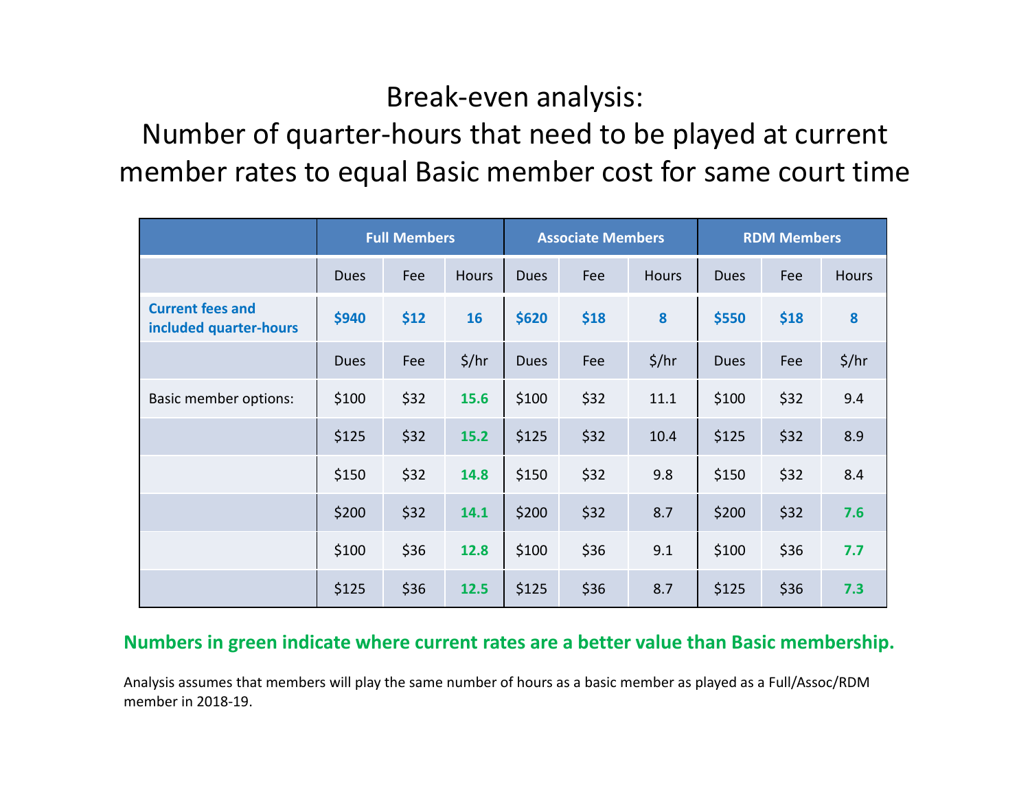# Break-even analysis:

## Number of quarter-hours that need to be played at current member rates to equal Basic member cost for same court time

| | Full Members | | | Associate Members | | | RDM Members | | |
|---|---|---|---|---|---|---|---|---|---|
| | Dues | Fee | Hours | Dues | Fee | Hours | Dues | Fee | Hours |
| **Current fees and included quarter-hours** | **$940** | **$12** | **16** | **$620** | **$18** | **8** | **$550** | **$18** | **8** |
| | Dues | Fee | $/hr | Dues | Fee | $/hr | Dues | Fee | $/hr |
| Basic member options: | $100 | $32 | **15.6** | $100 | $32 | 11.1 | $100 | $32 | 9.4 |
| | $125 | $32 | **15.2** | $125 | $32 | 10.4 | $125 | $32 | 8.9 |
| | $150 | $32 | **14.8** | $150 | $32 | 9.8 | $150 | $32 | 8.4 |
| | $200 | $32 | **14.1** | $200 | $32 | 8.7 | $200 | $32 | **7.6** |
| | $100 | $36 | **12.8** | $100 | $36 | 9.1 | $100 | $36 | **7.7** |
| | $125 | $36 | **12.5** | $125 | $36 | 8.7 | $125 | $36 | **7.3** |

**Numbers in green indicate where current rates are a better value than Basic membership.**

Analysis assumes that members will play the same number of hours as a basic member as played as a Full/Assoc/RDM member in 2018-19.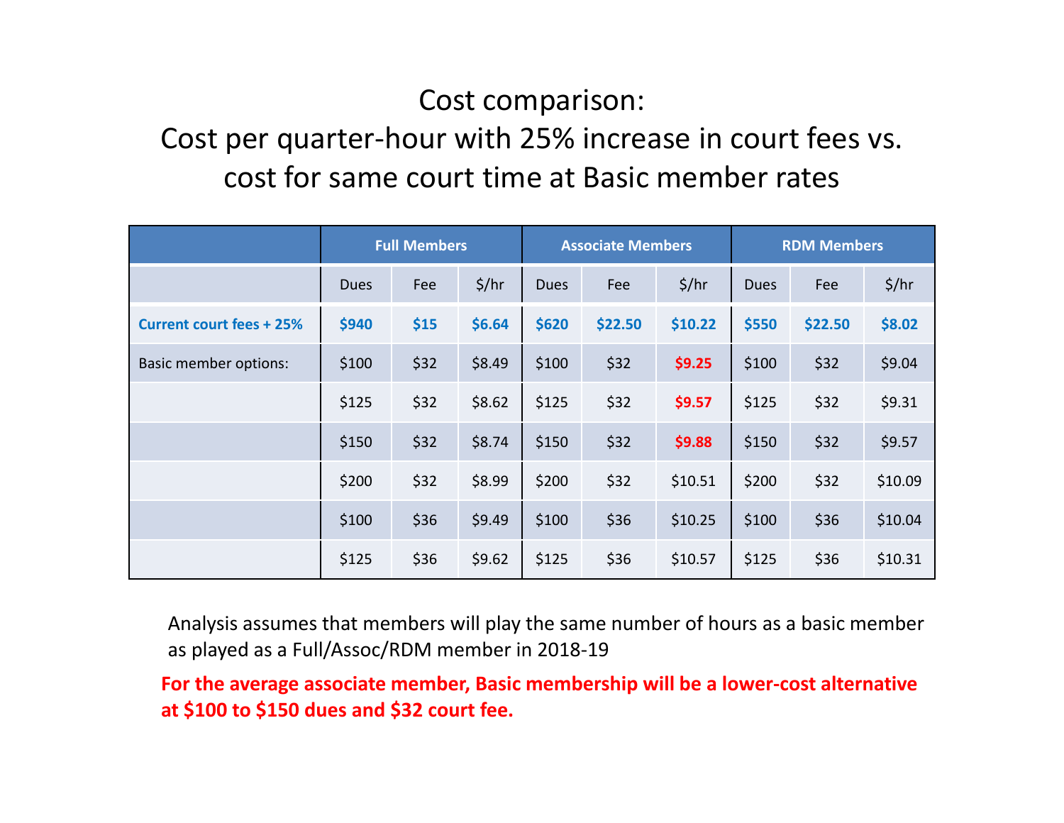# Cost comparison:
# Cost per quarter-hour with 25% increase in court fees vs. cost for same court time at Basic member rates

| | Full Members | | | Associate Members | | | RDM Members | | |
|---|---|---|---|---|---|---|---|---|---|
| | Dues | Fee | $/hr | Dues | Fee | $/hr | Dues | Fee | $/hr |
| **Current court fees + 25%** | **$940** | **$15** | **$6.64** | **$620** | **$22.50** | **$10.22** | **$550** | **$22.50** | **$8.02** |
| Basic member options: | $100 | $32 | $8.49 | $100 | $32 | **$9.25** | $100 | $32 | $9.04 |
| | $125 | $32 | $8.62 | $125 | $32 | **$9.57** | $125 | $32 | $9.31 |
| | $150 | $32 | $8.74 | $150 | $32 | **$9.88** | $150 | $32 | $9.57 |
| | $200 | $32 | $8.99 | $200 | $32 | $10.51 | $200 | $32 | $10.09 |
| | $100 | $36 | $9.49 | $100 | $36 | $10.25 | $100 | $36 | $10.04 |
| | $125 | $36 | $9.62 | $125 | $36 | $10.57 | $125 | $36 | $10.31 |

Analysis assumes that members will play the same number of hours as a basic member as played as a Full/Assoc/RDM member in 2018-19

**For the average associate member, Basic membership will be a lower-cost alternative at $100 to $150 dues and $32 court fee.**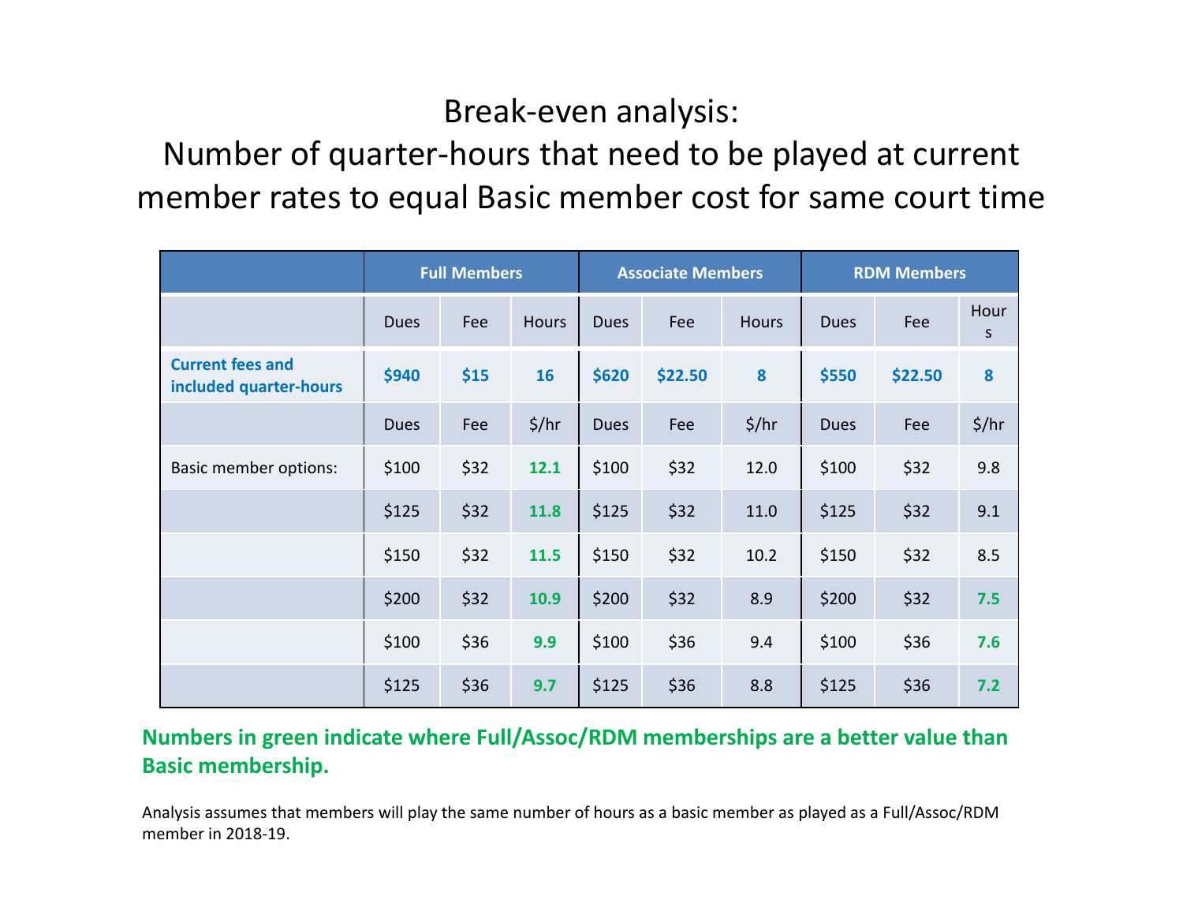# Break-even analysis:
## Number of quarter-hours that need to be played at current member rates to equal Basic member cost for same court time

| | Full Members | | | Associate Members | | | RDM Members | | |
|---|---|---|---|---|---|---|---|---|---|
| | Dues | Fee | Hours | Dues | Fee | Hours | Dues | Fee | Hours |
| **Current fees and included quarter-hours** | **$940** | **$15** | **16** | **$620** | **$22.50** | **8** | **$550** | **$22.50** | **8** |
| | Dues | Fee | $/hr | Dues | Fee | $/hr | Dues | Fee | $/hr |
| Basic member options: | $100 | $32 | **12.1** | $100 | $32 | 12.0 | $100 | $32 | 9.8 |
| | $125 | $32 | **11.8** | $125 | $32 | 11.0 | $125 | $32 | 9.1 |
| | $150 | $32 | **11.5** | $150 | $32 | 10.2 | $150 | $32 | 8.5 |
| | $200 | $32 | **10.9** | $200 | $32 | 8.9 | $200 | $32 | **7.5** |
| | $100 | $36 | **9.9** | $100 | $36 | 9.4 | $100 | $36 | **7.6** |
| | $125 | $36 | **9.7** | $125 | $36 | 8.8 | $125 | $36 | **7.2** |

**Numbers in green indicate where Full/Assoc/RDM memberships are a better value than Basic membership.**

Analysis assumes that members will play the same number of hours as a basic member as played as a Full/Assoc/RDM member in 2018-19.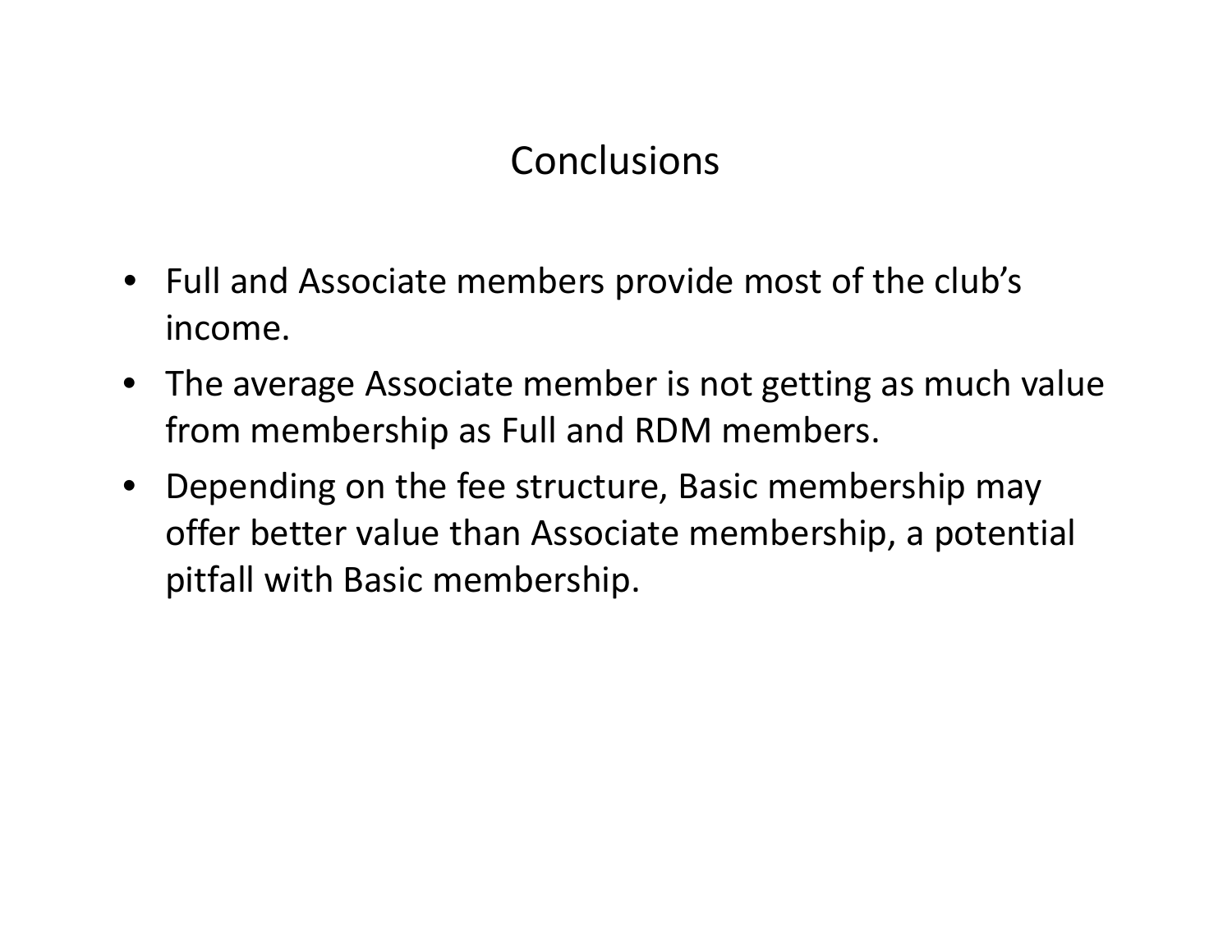# Conclusions

- Full and Associate members provide most of the club's income.
- The average Associate member is not getting as much value from membership as Full and RDM members.
- Depending on the fee structure, Basic membership may offer better value than Associate membership, a potential pitfall with Basic membership.